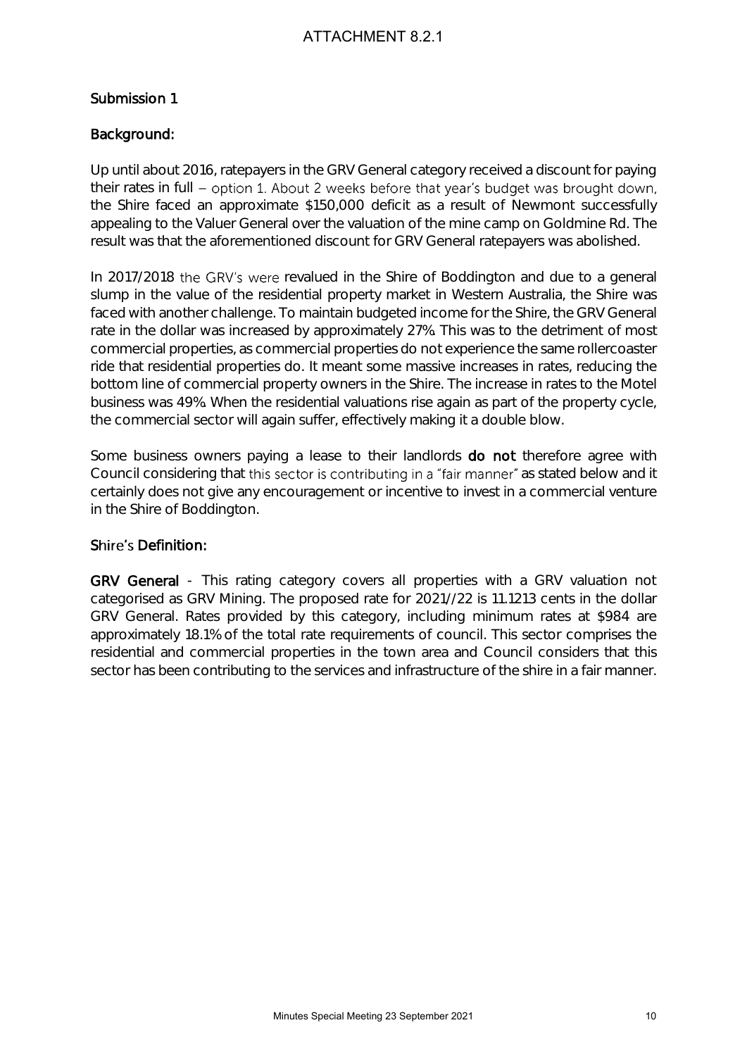# ATTACHMENT 8.2.1

## Submission 1

### Background:

Up until about 2016, ratepayers in the GRV General category received a discount for paying their rates in full – option 1. About 2 weeks before that year's budget was brought down, the Shire faced an approximate $150,000 deficit as a result of Newmont successfully appealing to the Valuer General over the valuation of the mine camp on Goldmine Rd. The result was that the aforementioned discount for GRV General ratepayers was abolished.

In 2017/2018 the GRV's were revalued in the Shire of Boddington and due to a general slump in the value of the residential property market in Western Australia, the Shire was faced with another challenge. To maintain budgeted income for the Shire, the GRV General rate in the dollar was increased by approximately 27%. This was to the detriment of most commercial properties, as commercial properties do not experience the same rollercoaster ride that residential properties do. It meant some massive increases in rates, reducing the bottom line of commercial property owners in the Shire. The increase in rates to the Motel business was 49%. When the residential valuations rise again as part of the property cycle, the commercial sector will again suffer, effectively making it a double blow.

Some business owners paying a lease to their landlords **do not** therefore agree with Council considering that this sector is contributing in a "fair manner" as stated below and it certainly does not give any encouragement or incentive to invest in a commercial venture in the Shire of Boddington.

### Shire's Definition:

**GRV General** - This rating category covers all properties with a GRV valuation not categorised as GRV Mining. The proposed rate for 2021//22 is 11.1213 cents in the dollar GRV General. Rates provided by this category, including minimum rates at $984 are approximately 18.1% of the total rate requirements of council. This sector comprises the residential and commercial properties in the town area and Council considers that this sector has been contributing to the services and infrastructure of the shire in a fair manner.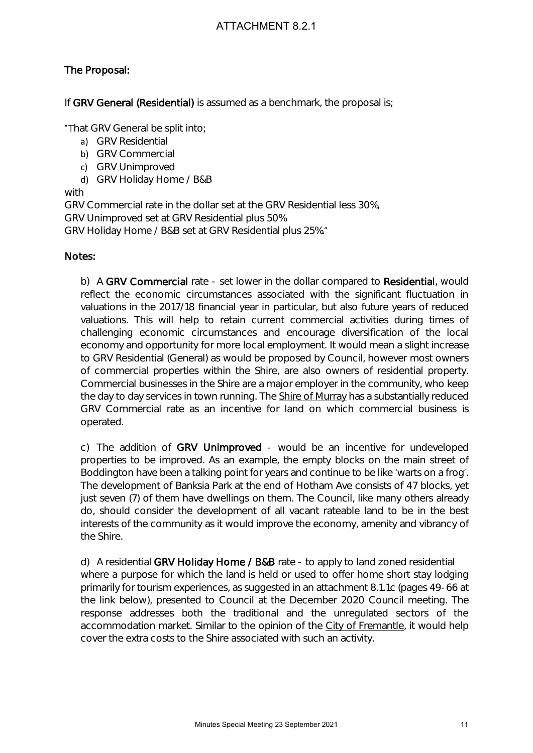ATTACHMENT 8.2.1

**The Proposal:**

If **GRV General (Residential)** is assumed as a benchmark, the proposal is;

"That GRV General be split into;

a) GRV Residential
b) GRV Commercial
c) GRV Unimproved
d) GRV Holiday Home / B&B

with

GRV Commercial rate in the dollar set at the GRV Residential less 30%,
GRV Unimproved set at GRV Residential plus 50%
GRV Holiday Home / B&B set at GRV Residential plus 25%."

**Notes:**

b) A **GRV Commercial** rate - set lower in the dollar compared to **Residential**, would reflect the economic circumstances associated with the significant fluctuation in valuations in the 2017/18 financial year in particular, but also future years of reduced valuations. This will help to retain current commercial activities during times of challenging economic circumstances and encourage diversification of the local economy and opportunity for more local employment. It would mean a slight increase to GRV Residential (General) as would be proposed by Council, however most owners of commercial properties within the Shire, are also owners of residential property. Commercial businesses in the Shire are a major employer in the community, who keep the day to day services in town running. The Shire of Murray has a substantially reduced GRV Commercial rate as an incentive for land on which commercial business is operated.

c) The addition of **GRV Unimproved** - would be an incentive for undeveloped properties to be improved. As an example, the empty blocks on the main street of Boddington have been a talking point for years and continue to be like 'warts on a frog'. The development of Banksia Park at the end of Hotham Ave consists of 47 blocks, yet just seven (7) of them have dwellings on them. The Council, like many others already do, should consider the development of all vacant rateable land to be in the best interests of the community as it would improve the economy, amenity and vibrancy of the Shire.

d) A residential **GRV Holiday Home / B&B** rate - to apply to land zoned residential where a purpose for which the land is held or used to offer home short stay lodging primarily for tourism experiences, as suggested in an attachment 8.1.1c (pages 49-66 at the link below), presented to Council at the December 2020 Council meeting. The response addresses both the traditional and the unregulated sectors of the accommodation market. Similar to the opinion of the City of Fremantle, it would help cover the extra costs to the Shire associated with such an activity.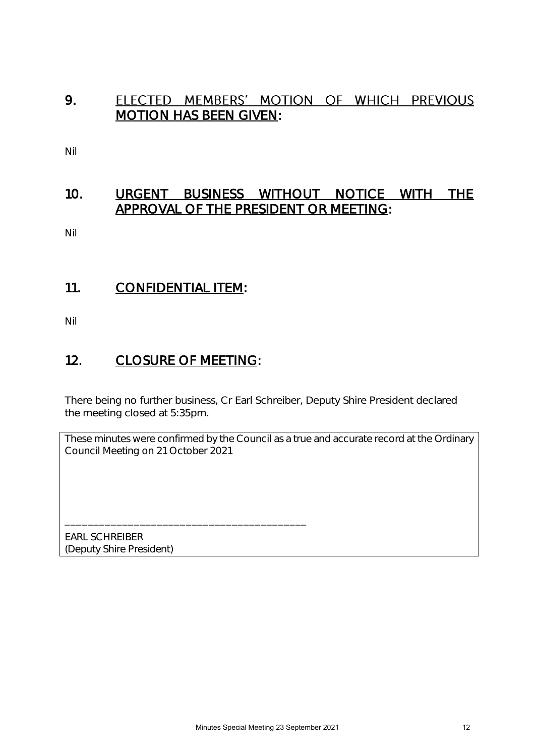## 9. ELECTED MEMBERS' MOTION OF WHICH PREVIOUS MOTION HAS BEEN GIVEN:

Nil

## 10. URGENT BUSINESS WITHOUT NOTICE WITH THE APPROVAL OF THE PRESIDENT OR MEETING:

Nil

## 11. CONFIDENTIAL ITEM:

Nil

## 12. CLOSURE OF MEETING:

There being no further business, Cr Earl Schreiber, Deputy Shire President declared the meeting closed at 5:35pm.

These minutes were confirmed by the Council as a true and accurate record at the Ordinary Council Meeting on 21 October 2021

\_\_\_\_\_\_\_\_\_\_\_\_\_\_\_\_\_\_\_\_\_\_\_\_\_\_\_\_\_\_\_\_\_\_\_\_\_\_\_\_\_\_

EARL SCHREIBER
(Deputy Shire President)